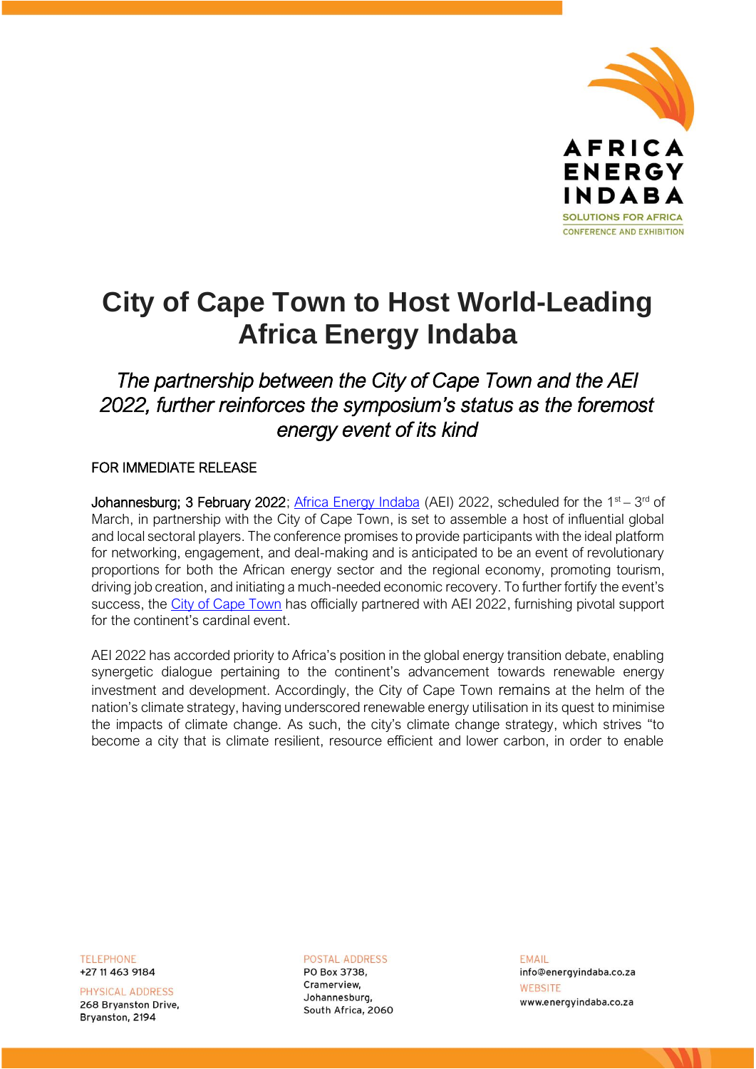# City of Cape Town to Host World-Leading Africa Energy Indaba

*The partnership between the City of Cape Town and the AEI 2022, further reinforces the symposium's status as the foremost energy event of its kind*

FOR IMMEDIATE RELEASE

**Johannesburg; 3 February 2022**; Africa Energy Indaba (AEI) 2022, scheduled for the 1st – 3rd of March, in partnership with the City of Cape Town, is set to assemble a host of influential global and local sectoral players. The conference promises to provide participants with the ideal platform for networking, engagement, and deal-making and is anticipated to be an event of revolutionary proportions for both the African energy sector and the regional economy, promoting tourism, driving job creation, and initiating a much-needed economic recovery. To further fortify the event's success, the City of Cape Town has officially partnered with AEI 2022, furnishing pivotal support for the continent's cardinal event.

AEI 2022 has accorded priority to Africa's position in the global energy transition debate, enabling synergetic dialogue pertaining to the continent's advancement towards renewable energy investment and development. Accordingly, the City of Cape Town remains at the helm of the nation's climate strategy, having underscored renewable energy utilisation in its quest to minimise the impacts of climate change. As such, the city's climate change strategy, which strives "to become a city that is climate resilient, resource efficient and lower carbon, in order to enable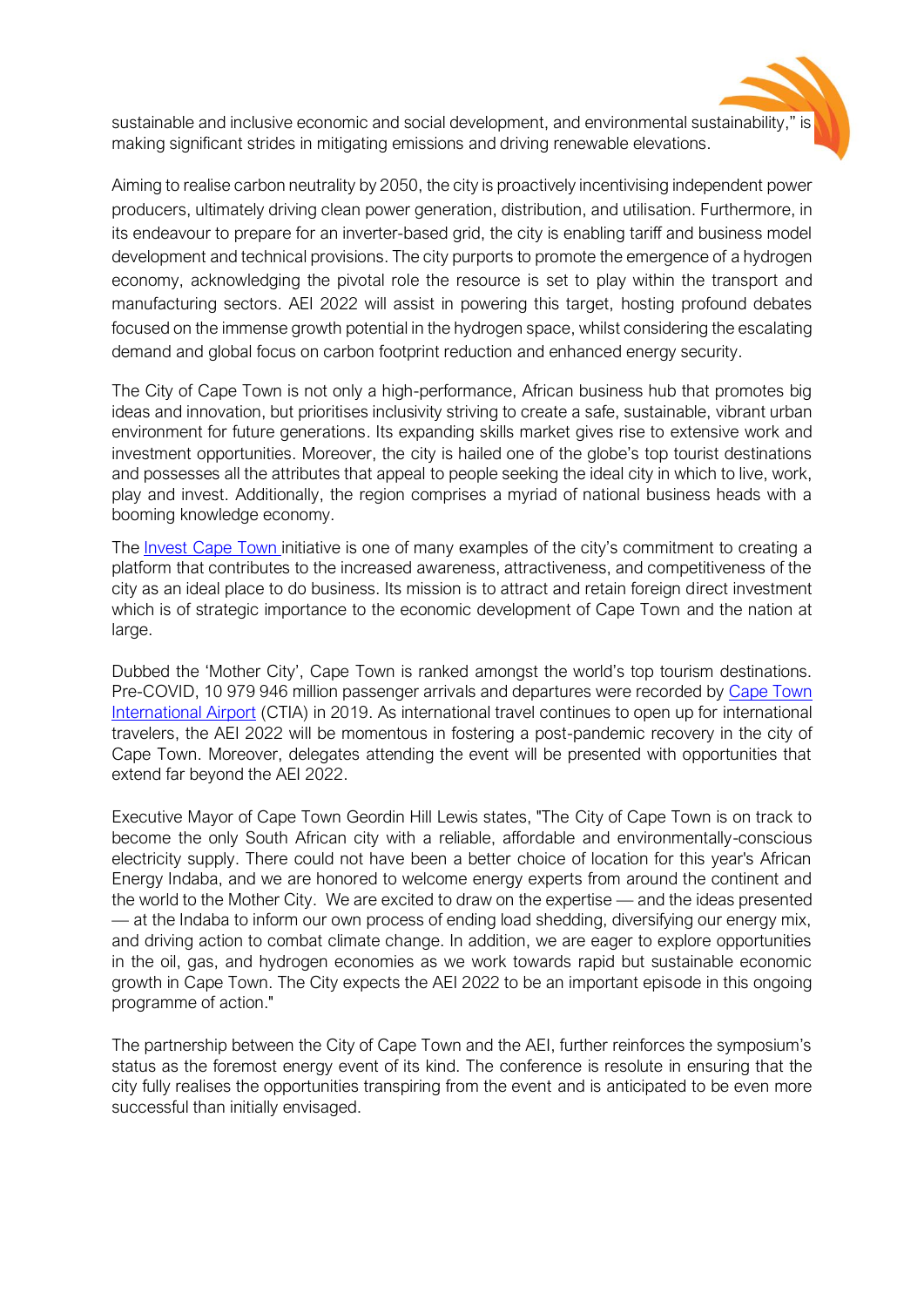sustainable and inclusive economic and social development, and environmental sustainability," is making significant strides in mitigating emissions and driving renewable elevations.

Aiming to realise carbon neutrality by 2050, the city is proactively incentivising independent power producers, ultimately driving clean power generation, distribution, and utilisation. Furthermore, in its endeavour to prepare for an inverter-based grid, the city is enabling tariff and business model development and technical provisions. The city purports to promote the emergence of a hydrogen economy, acknowledging the pivotal role the resource is set to play within the transport and manufacturing sectors. AEI 2022 will assist in powering this target, hosting profound debates focused on the immense growth potential in the hydrogen space, whilst considering the escalating demand and global focus on carbon footprint reduction and enhanced energy security.

The City of Cape Town is not only a high-performance, African business hub that promotes big ideas and innovation, but prioritises inclusivity striving to create a safe, sustainable, vibrant urban environment for future generations. Its expanding skills market gives rise to extensive work and investment opportunities. Moreover, the city is hailed one of the globe's top tourist destinations and possesses all the attributes that appeal to people seeking the ideal city in which to live, work, play and invest. Additionally, the region comprises a myriad of national business heads with a booming knowledge economy.

The Invest Cape Town initiative is one of many examples of the city's commitment to creating a platform that contributes to the increased awareness, attractiveness, and competitiveness of the city as an ideal place to do business. Its mission is to attract and retain foreign direct investment which is of strategic importance to the economic development of Cape Town and the nation at large.

Dubbed the 'Mother City', Cape Town is ranked amongst the world's top tourism destinations. Pre-COVID, 10 979 946 million passenger arrivals and departures were recorded by Cape Town International Airport (CTIA) in 2019. As international travel continues to open up for international travelers, the AEI 2022 will be momentous in fostering a post-pandemic recovery in the city of Cape Town. Moreover, delegates attending the event will be presented with opportunities that extend far beyond the AEI 2022.

Executive Mayor of Cape Town Geordin Hill Lewis states, "The City of Cape Town is on track to become the only South African city with a reliable, affordable and environmentally-conscious electricity supply. There could not have been a better choice of location for this year's African Energy Indaba, and we are honored to welcome energy experts from around the continent and the world to the Mother City. We are excited to draw on the expertise — and the ideas presented — at the Indaba to inform our own process of ending load shedding, diversifying our energy mix, and driving action to combat climate change. In addition, we are eager to explore opportunities in the oil, gas, and hydrogen economies as we work towards rapid but sustainable economic growth in Cape Town. The City expects the AEI 2022 to be an important episode in this ongoing programme of action."

The partnership between the City of Cape Town and the AEI, further reinforces the symposium's status as the foremost energy event of its kind. The conference is resolute in ensuring that the city fully realises the opportunities transpiring from the event and is anticipated to be even more successful than initially envisaged.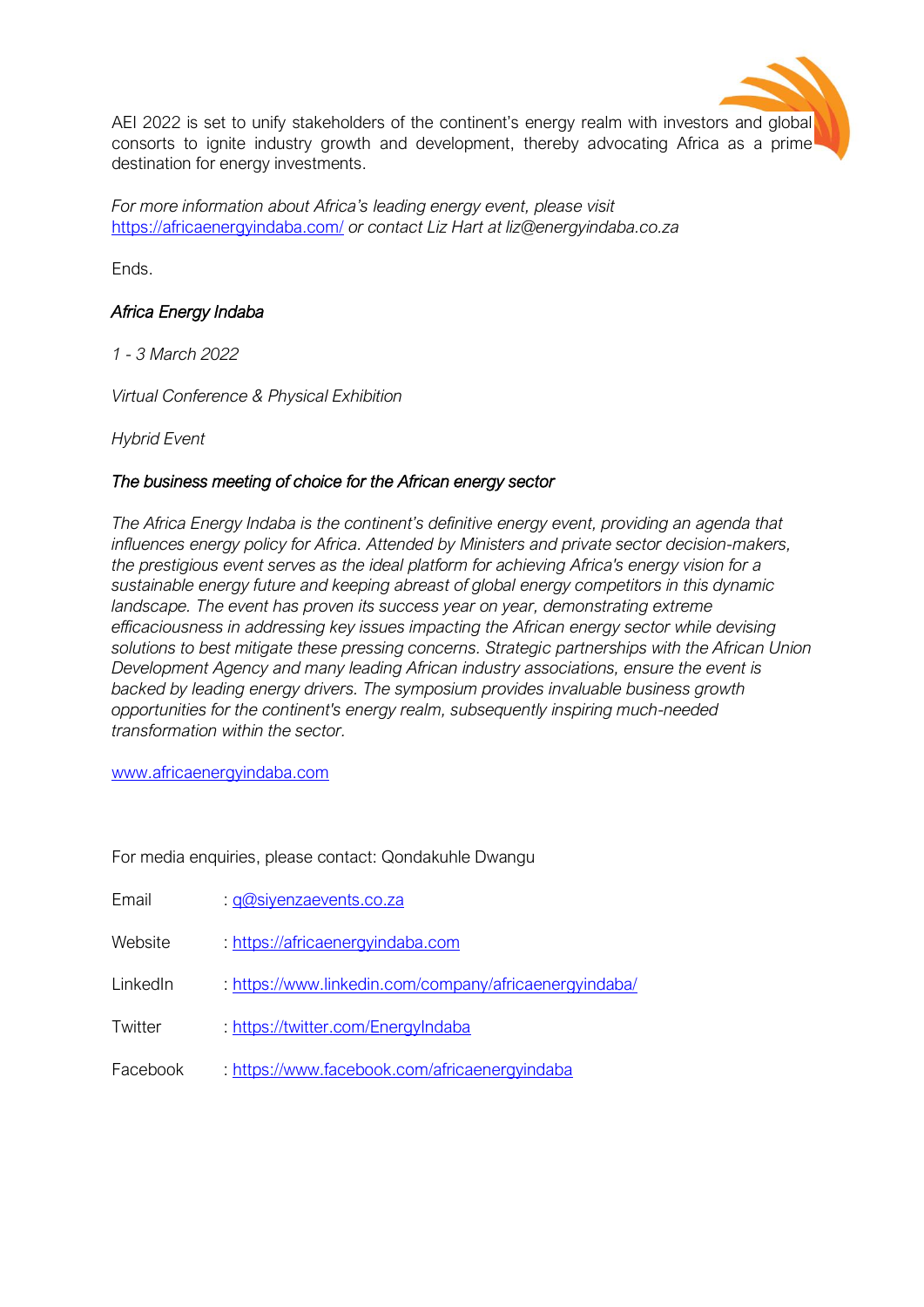AEI 2022 is set to unify stakeholders of the continent's energy realm with investors and global consorts to ignite industry growth and development, thereby advocating Africa as a prime destination for energy investments.

*For more information about Africa's leading energy event, please visit* [https://africaenergyindaba.com/](https://africaenergyindaba.com/) *or contact Liz Hart at liz@energyindaba.co.za*

Ends.

*Africa Energy Indaba*

*1 - 3 March 2022*

*Virtual Conference & Physical Exhibition*

*Hybrid Event*

*The business meeting of choice for the African energy sector*

*The Africa Energy Indaba is the continent's definitive energy event, providing an agenda that influences energy policy for Africa. Attended by Ministers and private sector decision-makers, the prestigious event serves as the ideal platform for achieving Africa's energy vision for a sustainable energy future and keeping abreast of global energy competitors in this dynamic landscape. The event has proven its success year on year, demonstrating extreme efficaciousness in addressing key issues impacting the African energy sector while devising solutions to best mitigate these pressing concerns. Strategic partnerships with the African Union Development Agency and many leading African industry associations, ensure the event is backed by leading energy drivers. The symposium provides invaluable business growth opportunities for the continent's energy realm, subsequently inspiring much-needed transformation within the sector.*

[www.africaenergyindaba.com](www.africaenergyindaba.com)

For media enquiries, please contact: Qondakuhle Dwangu

Email : [q@siyenzaevents.co.za](mailto:q@siyenzaevents.co.za)

Website : [https://africaenergyindaba.com](https://africaenergyindaba.com)

LinkedIn : [https://www.linkedin.com/company/africaenergyindaba/](https://www.linkedin.com/company/africaenergyindaba/)

Twitter : [https://twitter.com/EnergyIndaba](https://twitter.com/EnergyIndaba)

Facebook : [https://www.facebook.com/africaenergyindaba](https://www.facebook.com/africaenergyindaba)